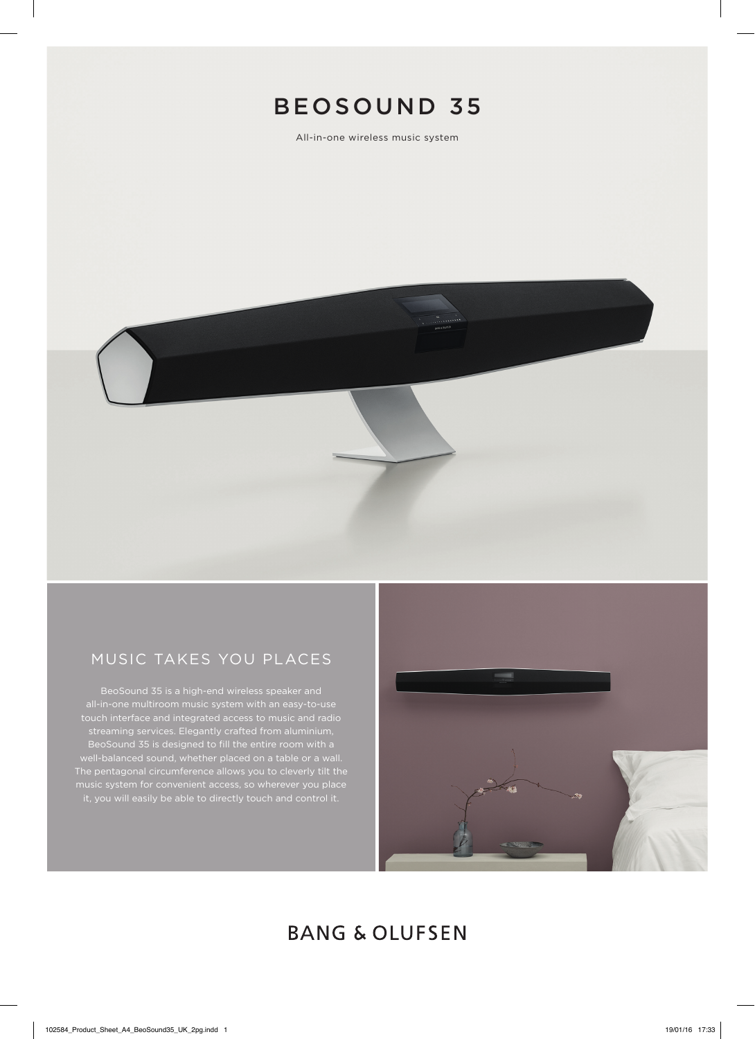# BEOSOUND 35

All-in-one wireless music system

## MUSIC TAKES YOU PLACES

BeoSound 35 is a high-end wireless speaker and all-in-one multiroom music system with an easy-to-use touch interface and integrated access to music and radio streaming services. Elegantly crafted from aluminium, BeoSound 35 is designed to fill the entire room with a well-balanced sound, whether placed on a table or a wall. The pentagonal circumference allows you to cleverly tilt the music system for convenient access, so wherever you place it, you will easily be able to directly touch and control it.

BANG & OLUFSEN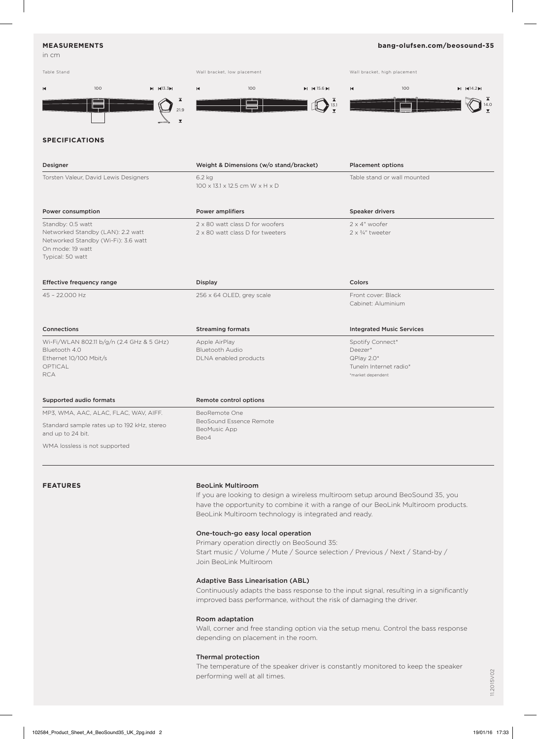## MEASUREMENTS

in cm

bang-olufsen.com/beosound-35

Table Stand

100

13.3

21.9

Wall bracket, low placement

100

15.6

13.1

Wall bracket, high placement

100

14.2

14.0

## SPECIFICATIONS

| Designer | Weight & Dimensions (w/o stand/bracket) | Placement options |
| --- | --- | --- |
| Torsten Valeur, David Lewis Designers | 6.2 kg<br>100 x 13.1 x 12.5 cm W x H x D | Table stand or wall mounted |

| Power consumption | Power amplifiers | Speaker drivers |
| --- | --- | --- |
| Standby: 0.5 watt<br>Networked Standby (LAN): 2.2 watt<br>Networked Standby (Wi-Fi): 3.6 watt<br>On mode: 19 watt<br>Typical: 50 watt | 2 x 80 watt class D for woofers<br>2 x 80 watt class D for tweeters | 2 x 4" woofer<br>2 x ¾" tweeter |

| Effective frequency range | Display | Colors |
| --- | --- | --- |
| 45 – 22.000 Hz | 256 x 64 OLED, grey scale | Front cover: Black<br>Cabinet: Aluminium |

| Connections | Streaming formats | Integrated Music Services |
| --- | --- | --- |
| Wi-Fi/WLAN 802.11 b/g/n (2.4 GHz & 5 GHz)<br>Bluetooth 4.0<br>Ethernet 10/100 Mbit/s<br>OPTICAL<br>RCA | Apple AirPlay<br>Bluetooth Audio<br>DLNA enabled products | Spotify Connect*<br>Deezer*<br>QPlay 2.0*<br>TuneIn Internet radio*<br>*market dependent |

| Supported audio formats | Remote control options |
| --- | --- |
| MP3, WMA, AAC, ALAC, FLAC, WAV, AIFF.<br>Standard sample rates up to 192 kHz, stereo and up to 24 bit.<br>WMA lossless is not supported | BeoRemote One<br>BeoSound Essence Remote<br>BeoMusic App<br>Beo4 |

## FEATURES

### BeoLink Multiroom

If you are looking to design a wireless multiroom setup around BeoSound 35, you have the opportunity to combine it with a range of our BeoLink Multiroom products. BeoLink Multiroom technology is integrated and ready.

### One-touch-go easy local operation

Primary operation directly on BeoSound 35:
Start music / Volume / Mute / Source selection / Previous / Next / Stand-by / Join BeoLink Multiroom

### Adaptive Bass Linearisation (ABL)

Continuously adapts the bass response to the input signal, resulting in a significantly improved bass performance, without the risk of damaging the driver.

### Room adaptation

Wall, corner and free standing option via the setup menu. Control the bass response depending on placement in the room.

### Thermal protection

The temperature of the speaker driver is constantly monitored to keep the speaker performing well at all times.

11.2015V02